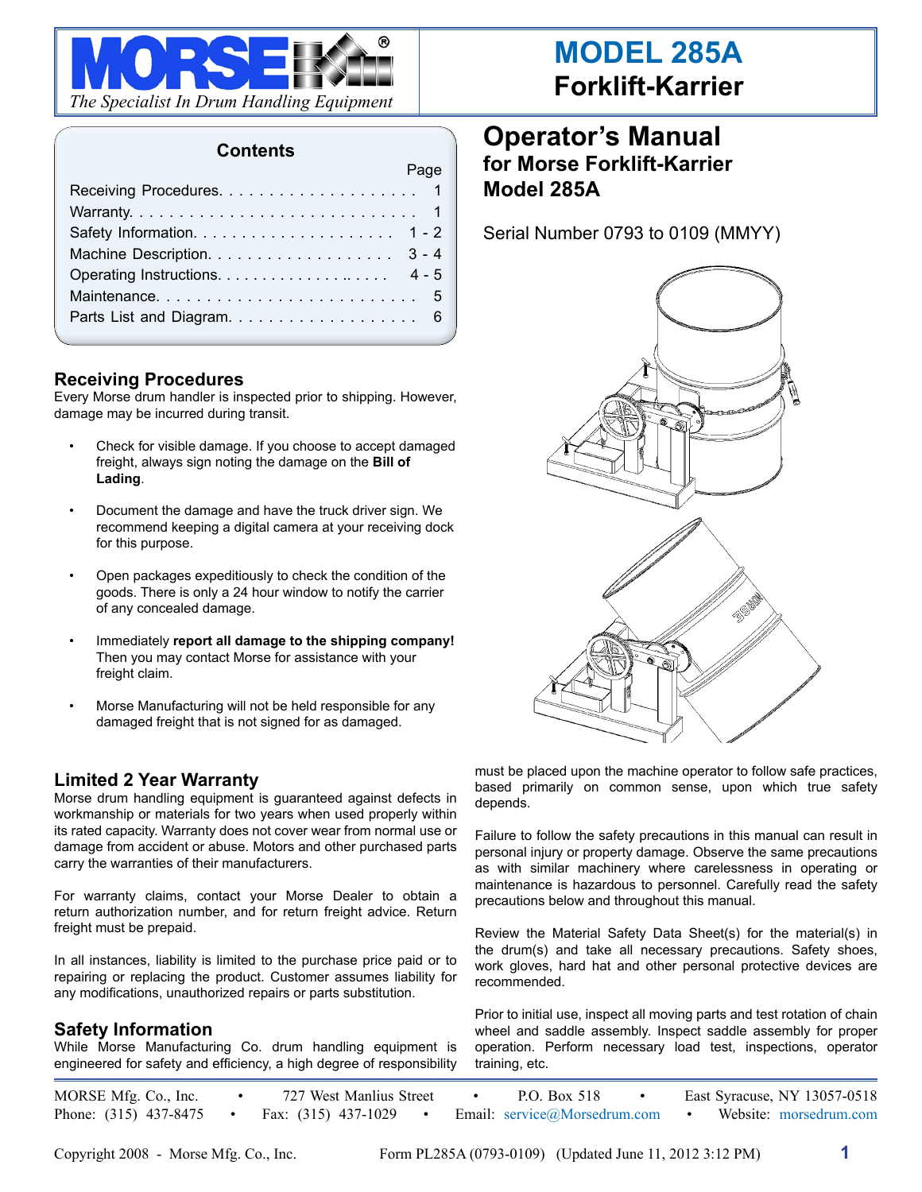# MODEL 285A Forklift-Karrier

*The Specialist In Drum Handling Equipment*

## Operator's Manual
### for Morse Forklift-Karrier Model 285A

Serial Number 0793 to 0109 (MMYY)

**Contents**

| | Page |
|---|---|
| Receiving Procedures | 1 |
| Warranty | 1 |
| Safety Information | 1 - 2 |
| Machine Description | 3 - 4 |
| Operating Instructions | 4 - 5 |
| Maintenance | 5 |
| Parts List and Diagram | 6 |

## Receiving Procedures

Every Morse drum handler is inspected prior to shipping. However, damage may be incurred during transit.

- Check for visible damage. If you choose to accept damaged freight, always sign noting the damage on the **Bill of Lading**.
- Document the damage and have the truck driver sign. We recommend keeping a digital camera at your receiving dock for this purpose.
- Open packages expeditiously to check the condition of the goods. There is only a 24 hour window to notify the carrier of any concealed damage.
- Immediately **report all damage to the shipping company!** Then you may contact Morse for assistance with your freight claim.
- Morse Manufacturing will not be held responsible for any damaged freight that is not signed for as damaged.

## Limited 2 Year Warranty

Morse drum handling equipment is guaranteed against defects in workmanship or materials for two years when used properly within its rated capacity. Warranty does not cover wear from normal use or damage from accident or abuse. Motors and other purchased parts carry the warranties of their manufacturers.

For warranty claims, contact your Morse Dealer to obtain a return authorization number, and for return freight advice. Return freight must be prepaid.

In all instances, liability is limited to the purchase price paid or to repairing or replacing the product. Customer assumes liability for any modifications, unauthorized repairs or parts substitution.

## Safety Information

While Morse Manufacturing Co. drum handling equipment is engineered for safety and efficiency, a high degree of responsibility must be placed upon the machine operator to follow safe practices, based primarily on common sense, upon which true safety depends.

Failure to follow the safety precautions in this manual can result in personal injury or property damage. Observe the same precautions as with similar machinery where carelessness in operating or maintenance is hazardous to personnel. Carefully read the safety precautions below and throughout this manual.

Review the Material Safety Data Sheet(s) for the material(s) in the drum(s) and take all necessary precautions. Safety shoes, work gloves, hard hat and other personal protective devices are recommended.

Prior to initial use, inspect all moving parts and test rotation of chain wheel and saddle assembly. Inspect saddle assembly for proper operation. Perform necessary load test, inspections, operator training, etc.

MORSE Mfg. Co., Inc. • 727 West Manlius Street • P.O. Box 518 • East Syracuse, NY 13057-0518
Phone: (315) 437-8475 • Fax: (315) 437-1029 • Email: service@Morsedrum.com • Website: morsedrum.com

Copyright 2008 - Morse Mfg. Co., Inc. Form PL285A (0793-0109) (Updated June 11, 2012 3:12 PM)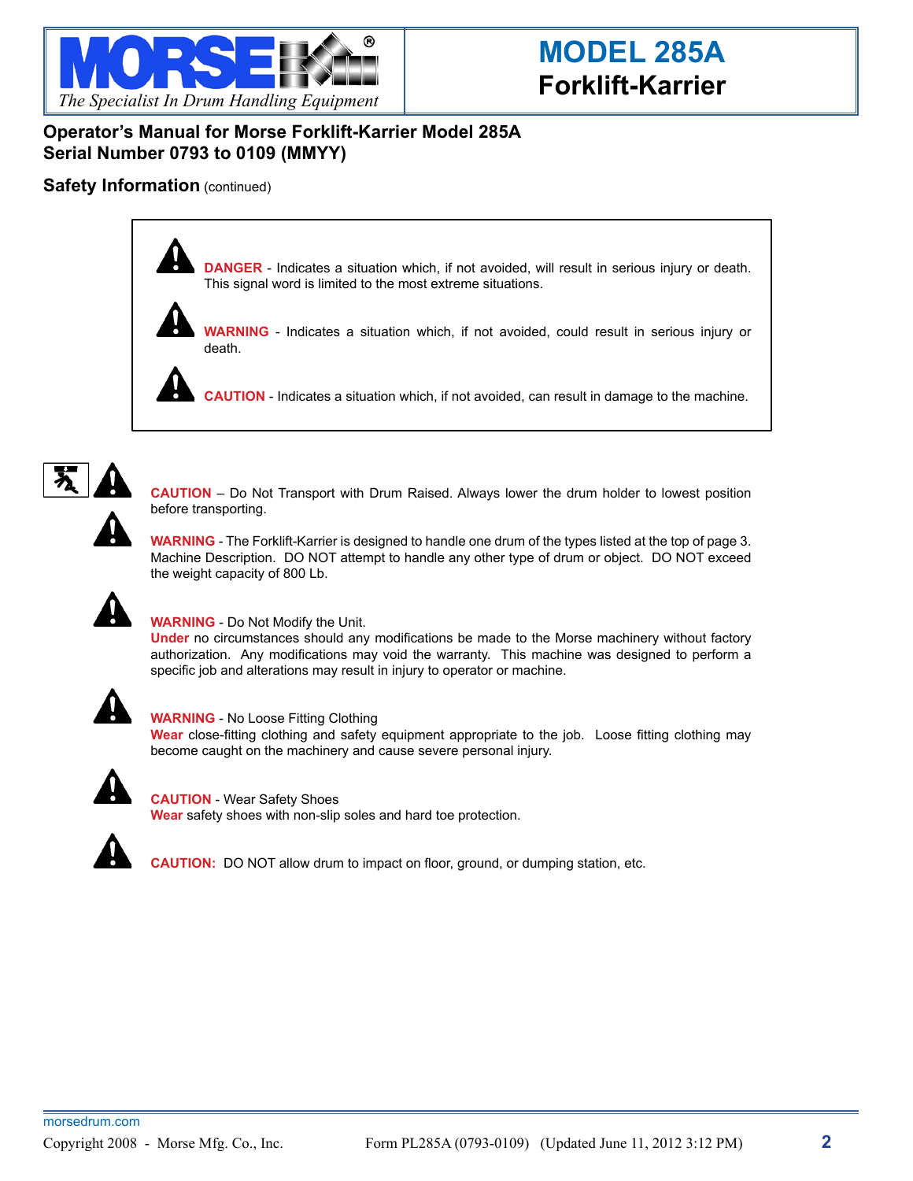# MODEL 285A
## Forklift-Karrier

**Operator's Manual for Morse Forklift-Karrier Model 285A**
**Serial Number 0793 to 0109 (MMYY)**

### Safety Information (continued)

**DANGER** - Indicates a situation which, if not avoided, will result in serious injury or death. This signal word is limited to the most extreme situations.

**WARNING** - Indicates a situation which, if not avoided, could result in serious injury or death.

**CAUTION** - Indicates a situation which, if not avoided, can result in damage to the machine.

**CAUTION** – Do Not Transport with Drum Raised. Always lower the drum holder to lowest position before transporting.

**WARNING** - The Forklift-Karrier is designed to handle one drum of the types listed at the top of page 3. Machine Description. DO NOT attempt to handle any other type of drum or object. DO NOT exceed the weight capacity of 800 Lb.

**WARNING** - Do Not Modify the Unit.
**Under** no circumstances should any modifications be made to the Morse machinery without factory authorization. Any modifications may void the warranty. This machine was designed to perform a specific job and alterations may result in injury to operator or machine.

**WARNING** - No Loose Fitting Clothing
**Wear** close-fitting clothing and safety equipment appropriate to the job. Loose fitting clothing may become caught on the machinery and cause severe personal injury.

**CAUTION** - Wear Safety Shoes
**Wear** safety shoes with non-slip soles and hard toe protection.

**CAUTION:** DO NOT allow drum to impact on floor, ground, or dumping station, etc.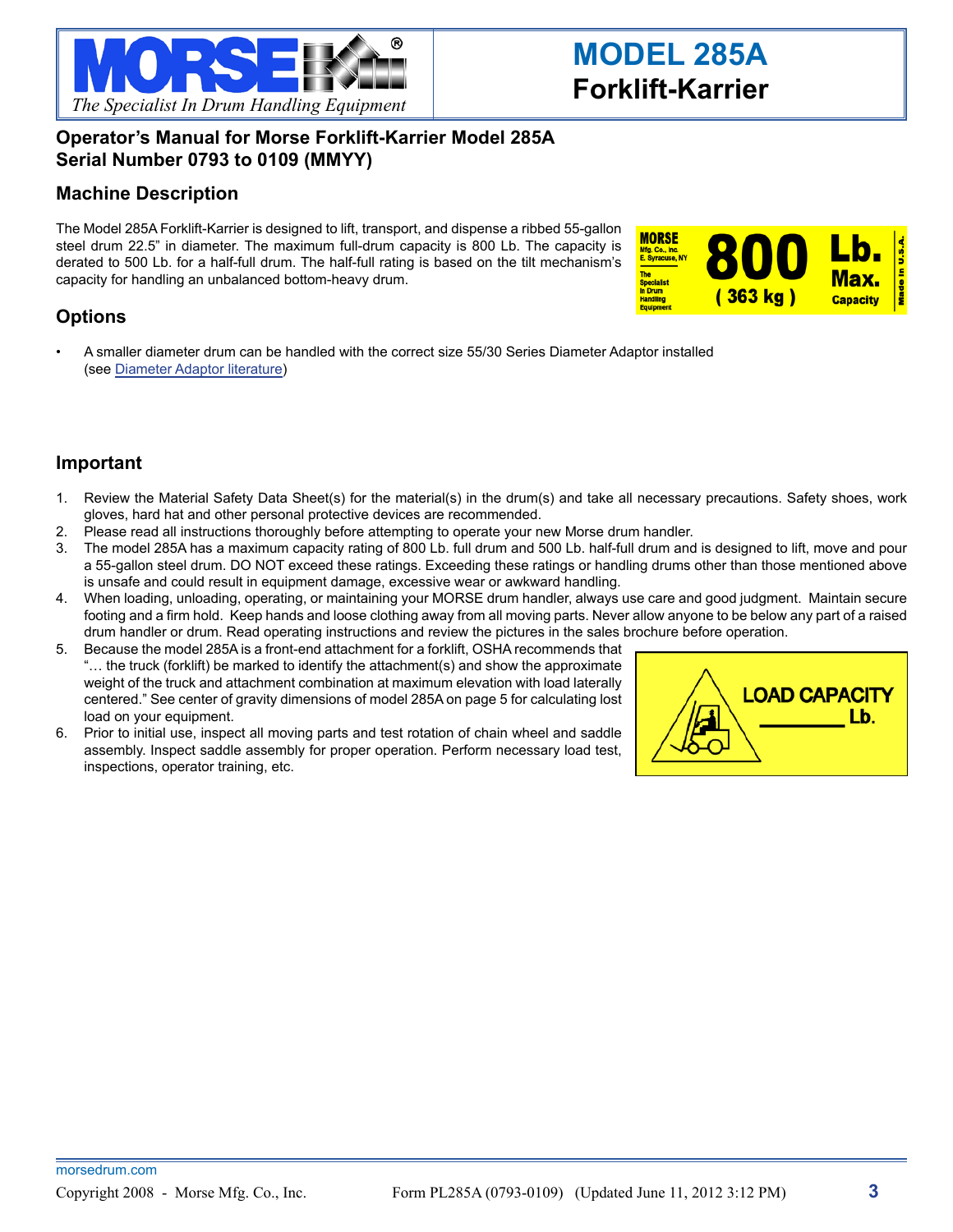# MODEL 285A
## Forklift-Karrier

## Operator's Manual for Morse Forklift-Karrier Model 285A
## Serial Number 0793 to 0109 (MMYY)

### Machine Description

The Model 285A Forklift-Karrier is designed to lift, transport, and dispense a ribbed 55-gallon steel drum 22.5" in diameter. The maximum full-drum capacity is 800 Lb. The capacity is derated to 500 Lb. for a half-full drum. The half-full rating is based on the tilt mechanism's capacity for handling an unbalanced bottom-heavy drum.

MORSE Mfg. Co., Inc. E. Syracuse, NY — The Specialist In Drum Handling Equipment — 800 Lb. Max. Capacity (363 kg) — Made in U.S.A.

### Options

- A smaller diameter drum can be handled with the correct size 55/30 Series Diameter Adaptor installed (see Diameter Adaptor literature)

### Important

1. Review the Material Safety Data Sheet(s) for the material(s) in the drum(s) and take all necessary precautions. Safety shoes, work gloves, hard hat and other personal protective devices are recommended.
2. Please read all instructions thoroughly before attempting to operate your new Morse drum handler.
3. The model 285A has a maximum capacity rating of 800 Lb. full drum and 500 Lb. half-full drum and is designed to lift, move and pour a 55-gallon steel drum. DO NOT exceed these ratings. Exceeding these ratings or handling drums other than those mentioned above is unsafe and could result in equipment damage, excessive wear or awkward handling.
4. When loading, unloading, operating, or maintaining your MORSE drum handler, always use care and good judgment. Maintain secure footing and a firm hold. Keep hands and loose clothing away from all moving parts. Never allow anyone to be below any part of a raised drum handler or drum. Read operating instructions and review the pictures in the sales brochure before operation.
5. Because the model 285A is a front-end attachment for a forklift, OSHA recommends that "… the truck (forklift) be marked to identify the attachment(s) and show the approximate weight of the truck and attachment combination at maximum elevation with load laterally centered." See center of gravity dimensions of model 285A on page 5 for calculating lost load on your equipment.
6. Prior to initial use, inspect all moving parts and test rotation of chain wheel and saddle assembly. Inspect saddle assembly for proper operation. Perform necessary load test, inspections, operator training, etc.

LOAD CAPACITY ________ Lb.

morsedrum.com

Copyright 2008 - Morse Mfg. Co., Inc. Form PL285A (0793-0109) (Updated June 11, 2012 3:12 PM)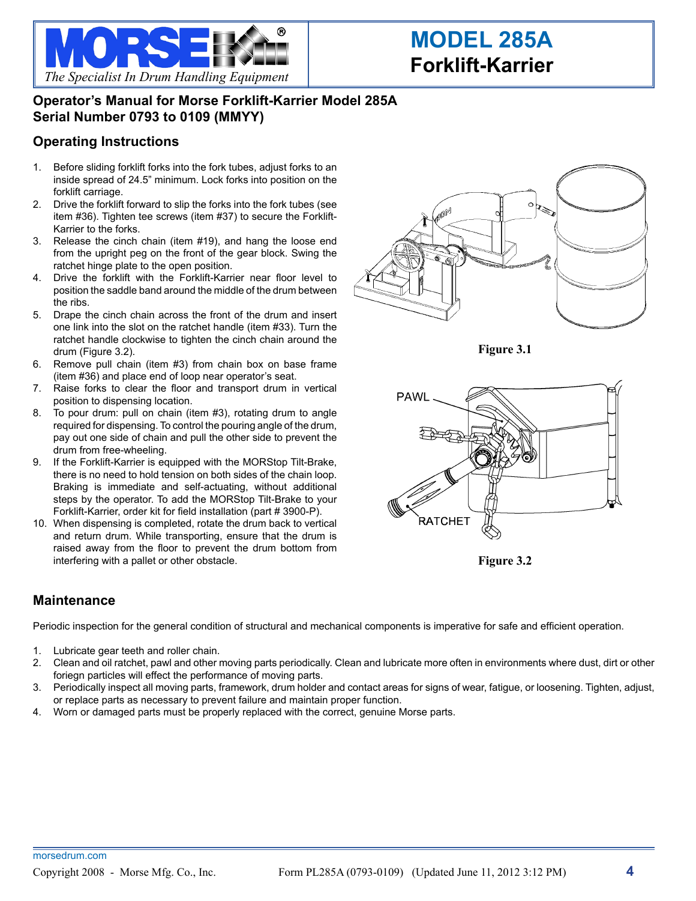# MODEL 285A
## Forklift-Karrier

*The Specialist In Drum Handling Equipment*

## Operator's Manual for Morse Forklift-Karrier Model 285A Serial Number 0793 to 0109 (MMYY)

## Operating Instructions

1. Before sliding forklift forks into the fork tubes, adjust forks to an inside spread of 24.5" minimum. Lock forks into position on the forklift carriage.
2. Drive the forklift forward to slip the forks into the fork tubes (see item #36). Tighten tee screws (item #37) to secure the Forklift-Karrier to the forks.
3. Release the cinch chain (item #19), and hang the loose end from the upright peg on the front of the gear block. Swing the ratchet hinge plate to the open position.
4. Drive the forklift with the Forklift-Karrier near floor level to position the saddle band around the middle of the drum between the ribs.
5. Drape the cinch chain across the front of the drum and insert one link into the slot on the ratchet handle (item #33). Turn the ratchet handle clockwise to tighten the cinch chain around the drum (Figure 3.2).
6. Remove pull chain (item #3) from chain box on base frame (item #36) and place end of loop near operator's seat.
7. Raise forks to clear the floor and transport drum in vertical position to dispensing location.
8. To pour drum: pull on chain (item #3), rotating drum to angle required for dispensing. To control the pouring angle of the drum, pay out one side of chain and pull the other side to prevent the drum from free-wheeling.
9. If the Forklift-Karrier is equipped with the MORStop Tilt-Brake, there is no need to hold tension on both sides of the chain loop. Braking is immediate and self-actuating, without additional steps by the operator. To add the MORStop Tilt-Brake to your Forklift-Karrier, order kit for field installation (part # 3900-P).
10. When dispensing is completed, rotate the drum back to vertical and return drum. While transporting, ensure that the drum is raised away from the floor to prevent the drum bottom from interfering with a pallet or other obstacle.

**Figure 3.1**

PAWL

RATCHET

**Figure 3.2**

## Maintenance

Periodic inspection for the general condition of structural and mechanical components is imperative for safe and efficient operation.

1. Lubricate gear teeth and roller chain.
2. Clean and oil ratchet, pawl and other moving parts periodically. Clean and lubricate more often in environments where dust, dirt or other foriegn particles will effect the performance of moving parts.
3. Periodically inspect all moving parts, framework, drum holder and contact areas for signs of wear, fatigue, or loosening. Tighten, adjust, or replace parts as necessary to prevent failure and maintain proper function.
4. Worn or damaged parts must be properly replaced with the correct, genuine Morse parts.

morsedrum.com

Copyright 2008 - Morse Mfg. Co., Inc. Form PL285A (0793-0109) (Updated June 11, 2012 3:12 PM)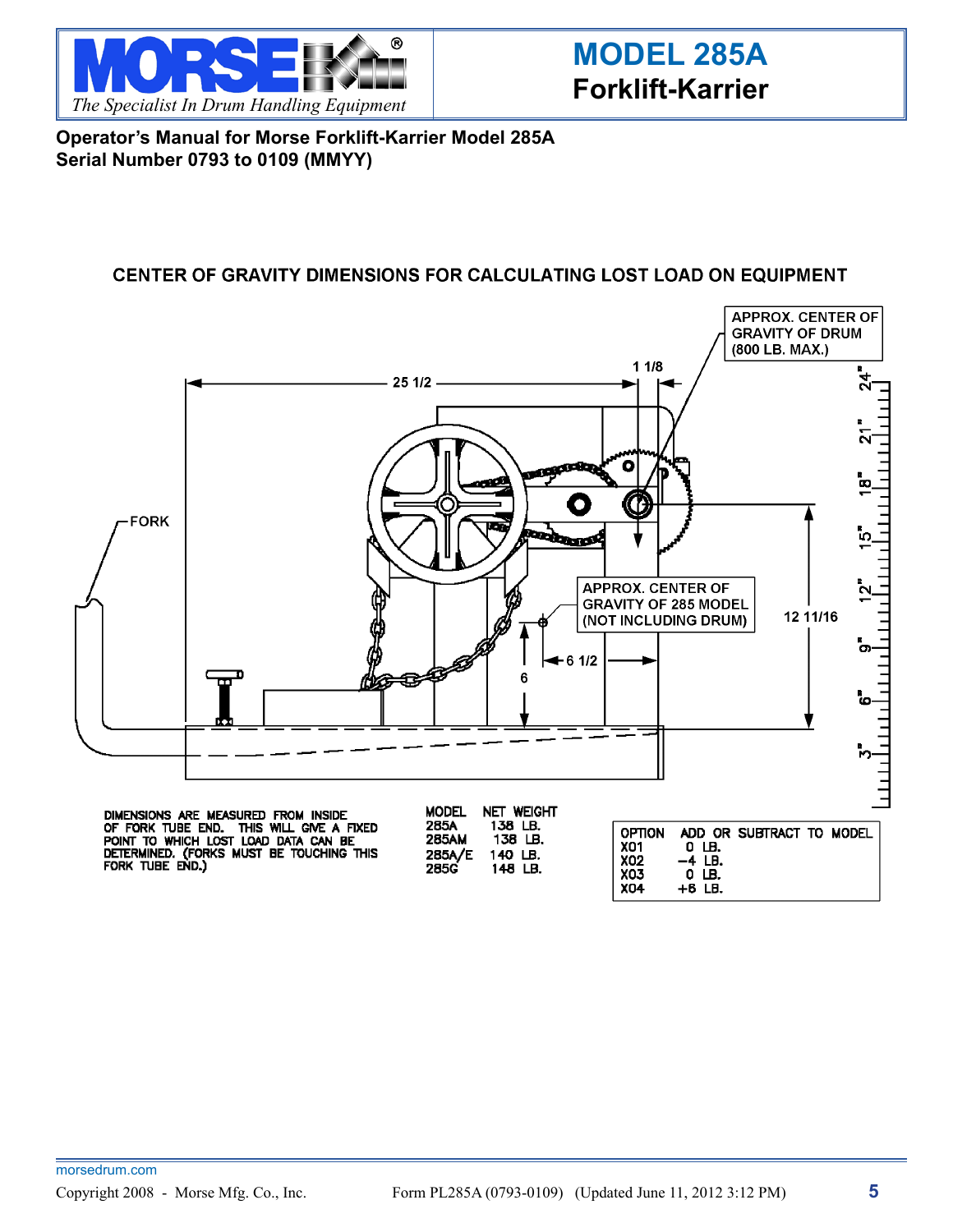**MODEL 285A**
**Forklift-Karrier**

**Operator's Manual for Morse Forklift-Karrier Model 285A**
**Serial Number 0793 to 0109 (MMYY)**

**CENTER OF GRAVITY DIMENSIONS FOR CALCULATING LOST LOAD ON EQUIPMENT**

APPROX. CENTER OF GRAVITY OF DRUM (800 LB. MAX.)

FORK

25 1/2

1 1/8

APPROX. CENTER OF GRAVITY OF 285 MODEL (NOT INCLUDING DRUM)

6

6 1/2

12 11/16

DIMENSIONS ARE MEASURED FROM INSIDE OF FORK TUBE END. THIS WILL GIVE A FIXED POINT TO WHICH LOST LOAD DATA CAN BE DETERMINED. (FORKS MUST BE TOUCHING THIS FORK TUBE END.)

| MODEL | NET WEIGHT |
|---|---|
| 285A | 138 LB. |
| 285AM | 138 LB. |
| 285A/E | 140 LB. |
| 285G | 148 LB. |

| OPTION | ADD OR SUBTRACT TO MODEL |
|---|---|
| X01 | 0 LB. |
| X02 | −4 LB. |
| X03 | 0 LB. |
| X04 | +6 LB. |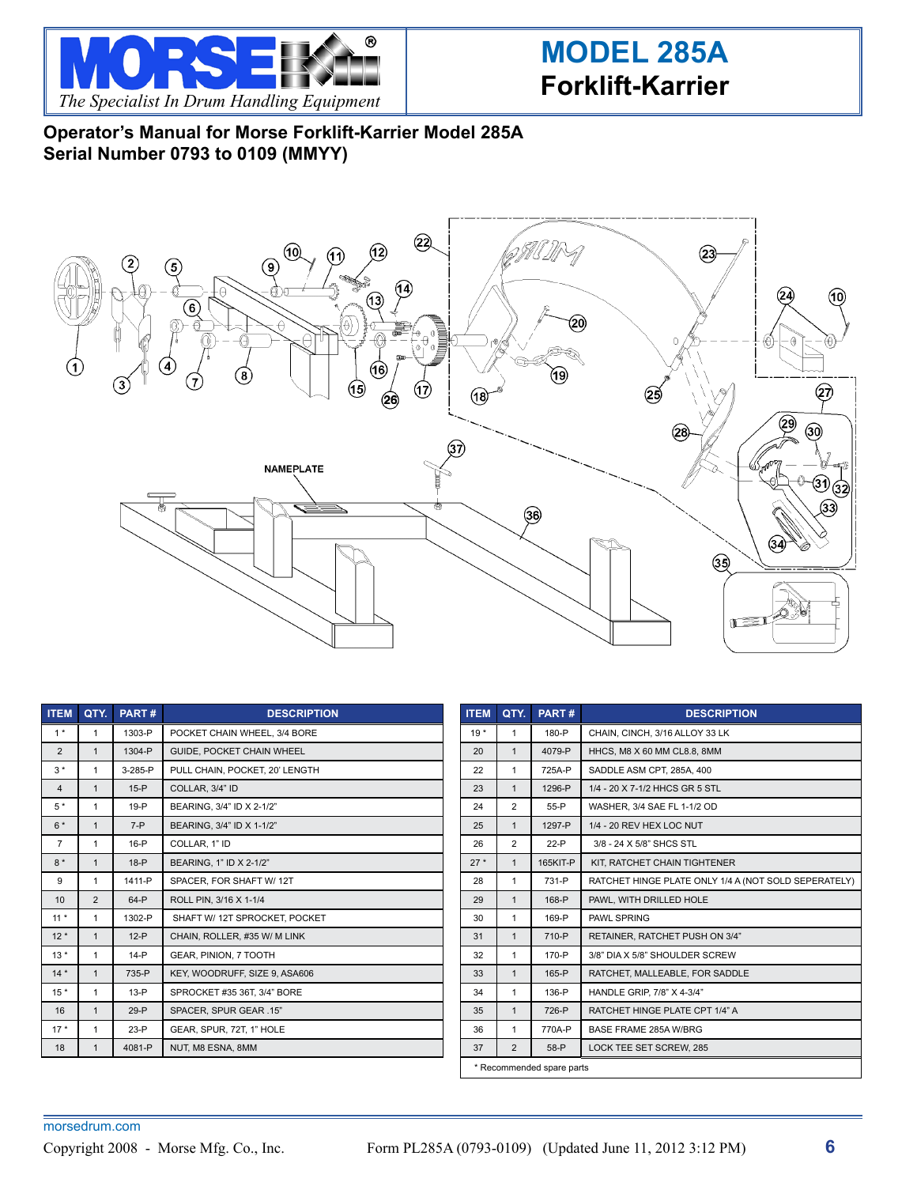# MODEL 285A
## Forklift-Karrier

The Specialist In Drum Handling Equipment

**Operator's Manual for Morse Forklift-Karrier Model 285A**
**Serial Number 0793 to 0109 (MMYY)**

NAMEPLATE

| ITEM | QTY. | PART # | DESCRIPTION |
|---|---|---|---|
| 1 * | 1 | 1303-P | POCKET CHAIN WHEEL, 3/4 BORE |
| 2 | 1 | 1304-P | GUIDE, POCKET CHAIN WHEEL |
| 3 * | 1 | 3-285-P | PULL CHAIN, POCKET, 20' LENGTH |
| 4 | 1 | 15-P | COLLAR, 3/4" ID |
| 5 * | 1 | 19-P | BEARING, 3/4" ID X 2-1/2" |
| 6 * | 1 | 7-P | BEARING, 3/4" ID X 1-1/2" |
| 7 | 1 | 16-P | COLLAR, 1" ID |
| 8 * | 1 | 18-P | BEARING, 1" ID X 2-1/2" |
| 9 | 1 | 1411-P | SPACER, FOR SHAFT W/ 12T |
| 10 | 2 | 64-P | ROLL PIN, 3/16 X 1-1/4 |
| 11 * | 1 | 1302-P | SHAFT W/ 12T SPROCKET, POCKET |
| 12 * | 1 | 12-P | CHAIN, ROLLER, #35 W/ M LINK |
| 13 * | 1 | 14-P | GEAR, PINION, 7 TOOTH |
| 14 * | 1 | 735-P | KEY, WOODRUFF, SIZE 9, ASA606 |
| 15 * | 1 | 13-P | SPROCKET #35 36T, 3/4" BORE |
| 16 | 1 | 29-P | SPACER, SPUR GEAR .15" |
| 17 * | 1 | 23-P | GEAR, SPUR, 72T, 1" HOLE |
| 18 | 1 | 4081-P | NUT, M8 ESNA, 8MM |

| ITEM | QTY. | PART # | DESCRIPTION |
|---|---|---|---|
| 19 * | 1 | 180-P | CHAIN, CINCH, 3/16 ALLOY 33 LK |
| 20 | 1 | 4079-P | HHCS, M8 X 60 MM CL8.8, 8MM |
| 22 | 1 | 725A-P | SADDLE ASM CPT, 285A, 400 |
| 23 | 1 | 1296-P | 1/4 - 20 X 7-1/2 HHCS GR 5 STL |
| 24 | 2 | 55-P | WASHER, 3/4 SAE FL 1-1/2 OD |
| 25 | 1 | 1297-P | 1/4 - 20 REV HEX LOC NUT |
| 26 | 2 | 22-P | 3/8 - 24 X 5/8" SHCS STL |
| 27 * | 1 | 165KIT-P | KIT, RATCHET CHAIN TIGHTENER |
| 28 | 1 | 731-P | RATCHET HINGE PLATE ONLY 1/4 A (NOT SOLD SEPERATELY) |
| 29 | 1 | 168-P | PAWL, WITH DRILLED HOLE |
| 30 | 1 | 169-P | PAWL SPRING |
| 31 | 1 | 710-P | RETAINER, RATCHET PUSH ON 3/4" |
| 32 | 1 | 170-P | 3/8" DIA X 5/8" SHOULDER SCREW |
| 33 | 1 | 165-P | RATCHET, MALLEABLE, FOR SADDLE |
| 34 | 1 | 136-P | HANDLE GRIP, 7/8" X 4-3/4" |
| 35 | 1 | 726-P | RATCHET HINGE PLATE CPT 1/4" A |
| 36 | 1 | 770A-P | BASE FRAME 285A W/BRG |
| 37 | 2 | 58-P | LOCK TEE SET SCREW, 285 |

\* Recommended spare parts

morsedrum.com

Copyright 2008 - Morse Mfg. Co., Inc. Form PL285A (0793-0109) (Updated June 11, 2012 3:12 PM)